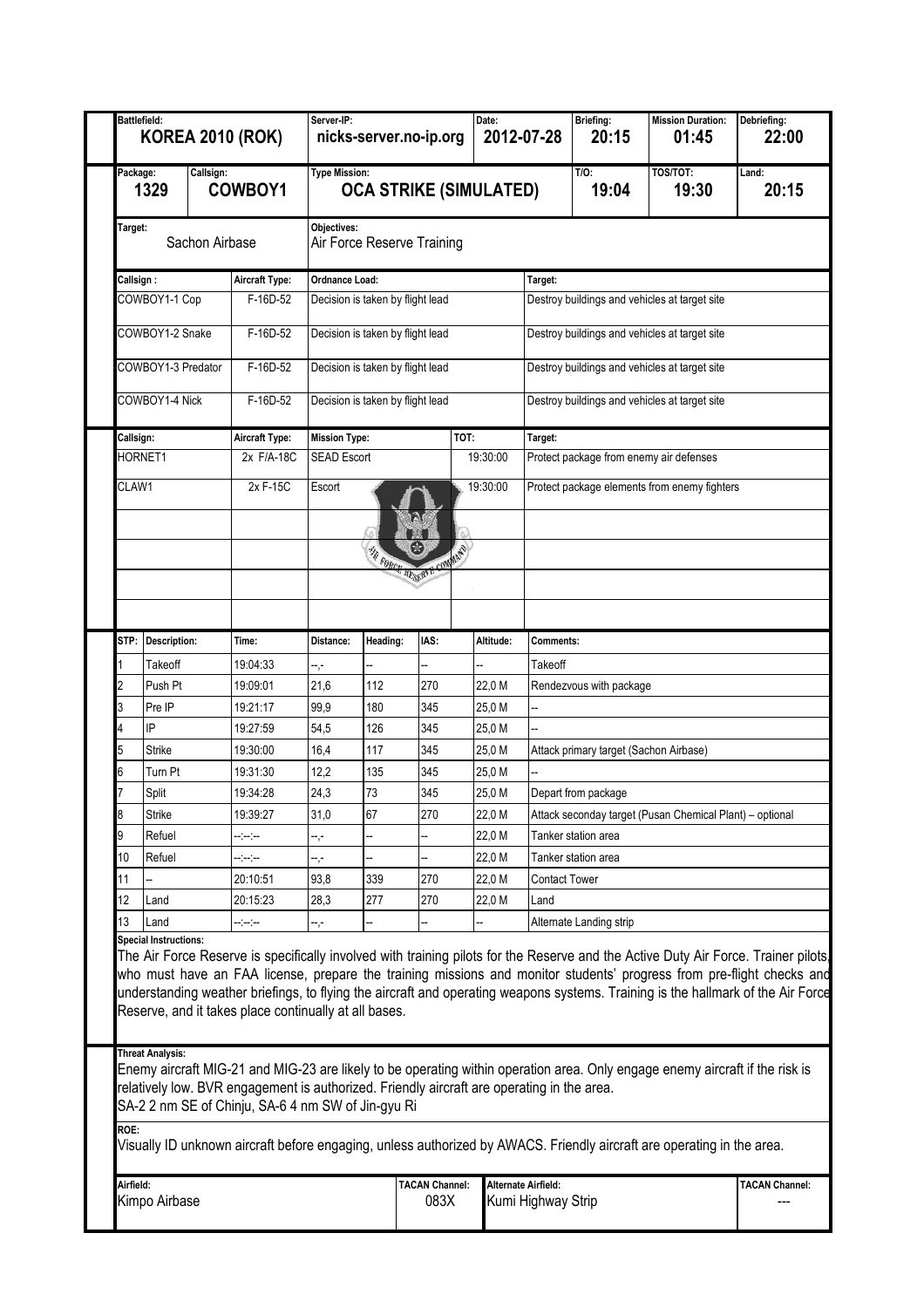| Battlefield: | Server-IP: | Date: | Briefing: | Mission Duration: | Debriefing: |
|---|---|---|---|---|---|
| **KOREA 2010 (ROK)** | **nicks-server.no-ip.org** | **2012-07-28** | **20:15** | **01:45** | **22:00** |

| Package: | Callsign: | Type Mission: | T/O: | TOS/TOT: | Land: |
|---|---|---|---|---|---|
| **1329** | **COWBOY1** | **OCA STRIKE (SIMULATED)** | **19:04** | **19:30** | **20:15** |

| Target: | Objectives: |
|---|---|
| Sachon Airbase | Air Force Reserve Training |

| Callsign : | Aircraft Type: | Ordnance Load: | Target: |
|---|---|---|---|
| COWBOY1-1 Cop | F-16D-52 | Decision is taken by flight lead | Destroy buildings and vehicles at target site |
| COWBOY1-2 Snake | F-16D-52 | Decision is taken by flight lead | Destroy buildings and vehicles at target site |
| COWBOY1-3 Predator | F-16D-52 | Decision is taken by flight lead | Destroy buildings and vehicles at target site |
| COWBOY1-4 Nick | F-16D-52 | Decision is taken by flight lead | Destroy buildings and vehicles at target site |

| Callsign: | Aircraft Type: | Mission Type: | TOT: | Target: |
|---|---|---|---|---|
| HORNET1 | 2x F/A-18C | SEAD Escort | 19:30:00 | Protect package from enemy air defenses |
| CLAW1 | 2x F-15C | Escort | 19:30:00 | Protect package elements from enemy fighters |

| STP: | Description: | Time: | Distance: | Heading: | IAS: | Altitude: | Comments: |
|---|---|---|---|---|---|---|---|
| 1 | Takeoff | 19:04:33 | --,- | -- | -- | -- | Takeoff |
| 2 | Push Pt | 19:09:01 | 21,6 | 112 | 270 | 22,0 M | Rendezvous with package |
| 3 | Pre IP | 19:21:17 | 99,9 | 180 | 345 | 25,0 M | -- |
| 4 | IP | 19:27:59 | 54,5 | 126 | 345 | 25,0 M | -- |
| 5 | Strike | 19:30:00 | 16,4 | 117 | 345 | 25,0 M | Attack primary target (Sachon Airbase) |
| 6 | Turn Pt | 19:31:30 | 12,2 | 135 | 345 | 25,0 M | -- |
| 7 | Split | 19:34:28 | 24,3 | 73 | 345 | 25,0 M | Depart from package |
| 8 | Strike | 19:39:27 | 31,0 | 67 | 270 | 22,0 M | Attack seconday target (Pusan Chemical Plant) – optional |
| 9 | Refuel | --:--:-- | --,- | -- | -- | 22,0 M | Tanker station area |
| 10 | Refuel | --:--:-- | --,- | -- | -- | 22,0 M | Tanker station area |
| 11 | -- | 20:10:51 | 93,8 | 339 | 270 | 22,0 M | Contact Tower |
| 12 | Land | 20:15:23 | 28,3 | 277 | 270 | 22,0 M | Land |
| 13 | Land | --:--:-- | --,- | -- | -- | -- | Alternate Landing strip |

**Special Instructions:**

The Air Force Reserve is specifically involved with training pilots for the Reserve and the Active Duty Air Force. Trainer pilots, who must have an FAA license, prepare the training missions and monitor students' progress from pre-flight checks and understanding weather briefings, to flying the aircraft and operating weapons systems. Training is the hallmark of the Air Force Reserve, and it takes place continually at all bases.

**Threat Analysis:**

Enemy aircraft MIG-21 and MIG-23 are likely to be operating within operation area. Only engage enemy aircraft if the risk is relatively low. BVR engagement is authorized. Friendly aircraft are operating in the area.
SA-2 2 nm SE of Chinju, SA-6 4 nm SW of Jin-gyu Ri

**ROE:**

Visually ID unknown aircraft before engaging, unless authorized by AWACS. Friendly aircraft are operating in the area.

| Airfield: | TACAN Channel: | Alternate Airfield: | TACAN Channel: |
|---|---|---|---|
| Kimpo Airbase | 083X | Kumi Highway Strip | --- |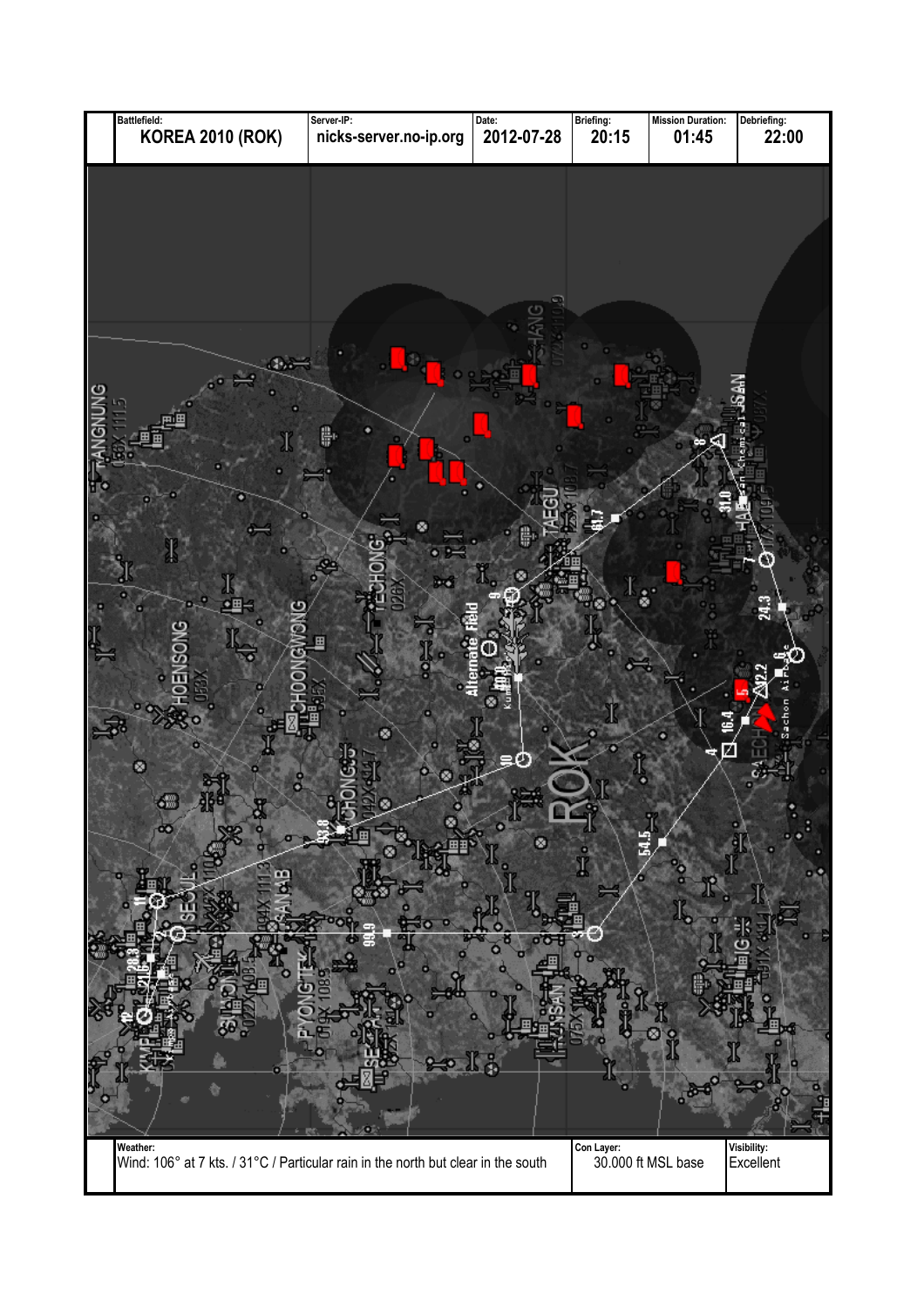| Battlefield: | Server-IP: | Date: | Briefing: | Mission Duration: | Debriefing: |
|---|---|---|---|---|---|
| KOREA 2010 (ROK) | nicks-server.no-ip.org | 2012-07-28 | 20:15 | 01:45 | 22:00 |

| Weather: | Con Layer: | Visibility: |
|---|---|---|
| Wind: 106° at 7 kts. / 31°C / Particular rain in the north but clear in the south | 30.000 ft MSL base | Excellent |